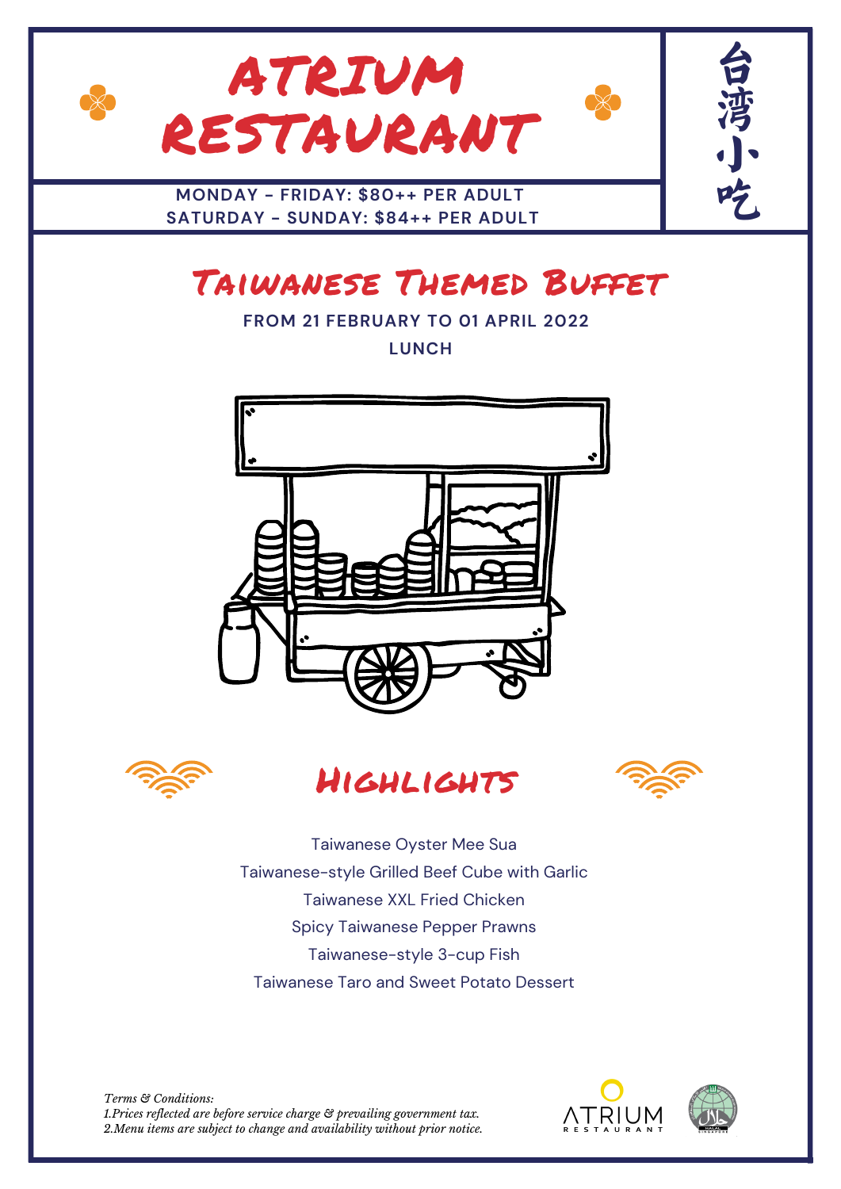# ATRIUM RESTAURANT

台湾小吃

**MONDAY - FRIDAY: $80++ PER ADULT**
**SATURDAY - SUNDAY: $84++ PER ADULT**

## Taiwanese Themed Buffet

**FROM 21 FEBRUARY TO 01 APRIL 2022**

**LUNCH**

## Highlights

Taiwanese Oyster Mee Sua
Taiwanese-style Grilled Beef Cube with Garlic
Taiwanese XXL Fried Chicken
Spicy Taiwanese Pepper Prawns
Taiwanese-style 3-cup Fish
Taiwanese Taro and Sweet Potato Dessert

*Terms & Conditions:*
*1.Prices reflected are before service charge & prevailing government tax.*
*2.Menu items are subject to change and availability without prior notice.*

ATRIUM RESTAURANT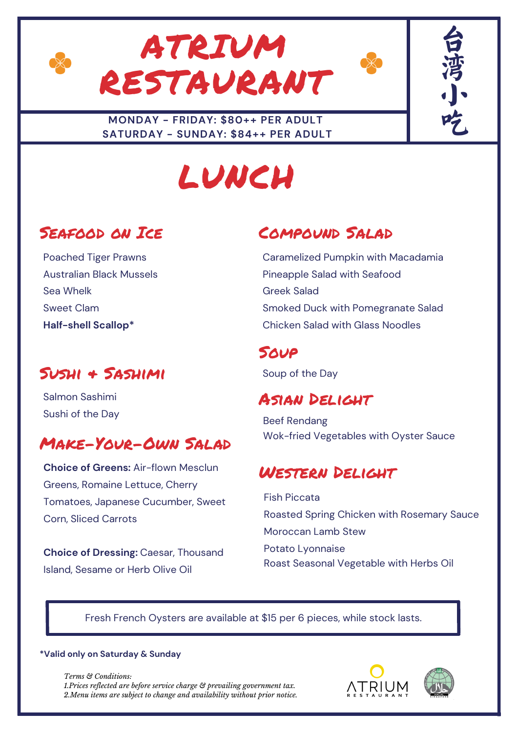# ATRIUM RESTAURANT

台湾小吃

**MONDAY - FRIDAY: $80++ PER ADULT**
**SATURDAY - SUNDAY: $84++ PER ADULT**

# LUNCH

## Seafood on Ice

Poached Tiger Prawns
Australian Black Mussels
Sea Whelk
Sweet Clam
**Half-shell Scallop***

## Sushi + Sashimi

Salmon Sashimi
Sushi of the Day

## Make-Your-Own Salad

**Choice of Greens:** Air-flown Mesclun Greens, Romaine Lettuce, Cherry Tomatoes, Japanese Cucumber, Sweet Corn, Sliced Carrots

**Choice of Dressing:** Caesar, Thousand Island, Sesame or Herb Olive Oil

## Compound Salad

Caramelized Pumpkin with Macadamia
Pineapple Salad with Seafood
Greek Salad
Smoked Duck with Pomegranate Salad
Chicken Salad with Glass Noodles

## Soup

Soup of the Day

## Asian Delight

Beef Rendang
Wok-fried Vegetables with Oyster Sauce

## Western Delight

Fish Piccata
Roasted Spring Chicken with Rosemary Sauce
Moroccan Lamb Stew
Potato Lyonnaise
Roast Seasonal Vegetable with Herbs Oil

Fresh French Oysters are available at $15 per 6 pieces, while stock lasts.

***Valid only on Saturday & Sunday**

*Terms & Conditions:*
*1.Prices reflected are before service charge & prevailing government tax.*
*2.Menu items are subject to change and availability without prior notice.*

ATRIUM RESTAURANT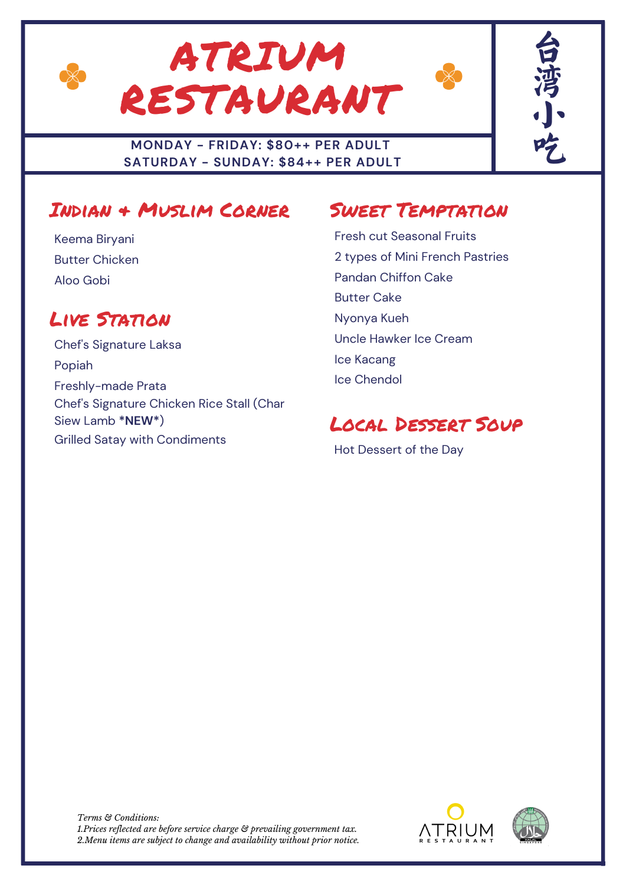# ATRIUM RESTAURANT

台湾小吃

**MONDAY - FRIDAY: $80++ PER ADULT**
**SATURDAY - SUNDAY: $84++ PER ADULT**

## Indian & Muslim Corner

Keema Biryani
Butter Chicken
Aloo Gobi

## Live Station

Chef's Signature Laksa
Popiah
Freshly-made Prata
Chef's Signature Chicken Rice Stall (Char Siew Lamb ***NEW***)
Grilled Satay with Condiments

## Sweet Temptation

Fresh cut Seasonal Fruits
2 types of Mini French Pastries
Pandan Chiffon Cake
Butter Cake
Nyonya Kueh
Uncle Hawker Ice Cream
Ice Kacang
Ice Chendol

## Local Dessert Soup

Hot Dessert of the Day

*Terms & Conditions:*
*1.Prices reflected are before service charge & prevailing government tax.*
*2.Menu items are subject to change and availability without prior notice.*

ATRIUM RESTAURANT